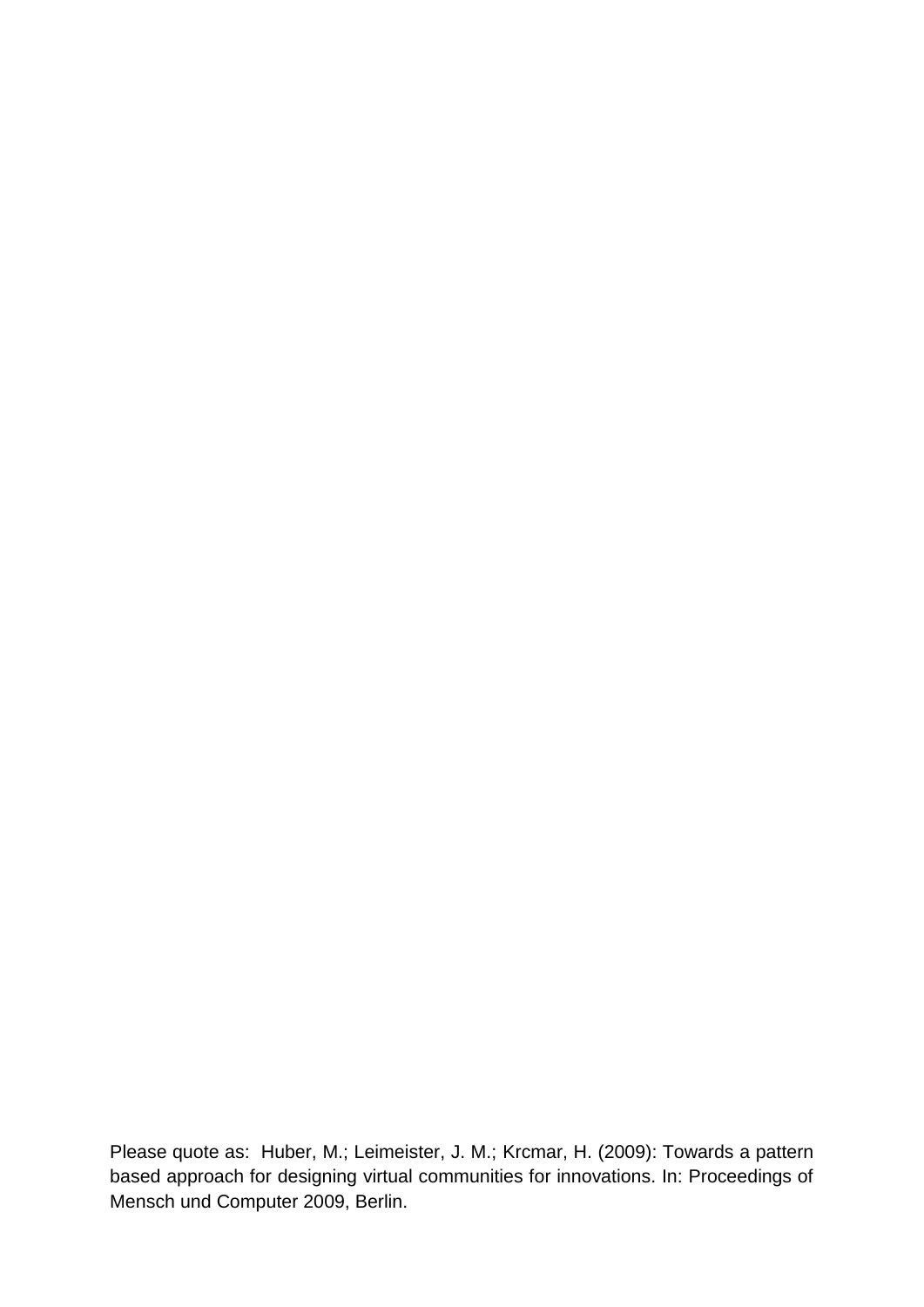Please quote as: Huber, M.; Leimeister, J. M.; Krcmar, H. (2009): Towards a pattern based approach for designing virtual communities for innovations. In: Proceedings of Mensch und Computer 2009, Berlin.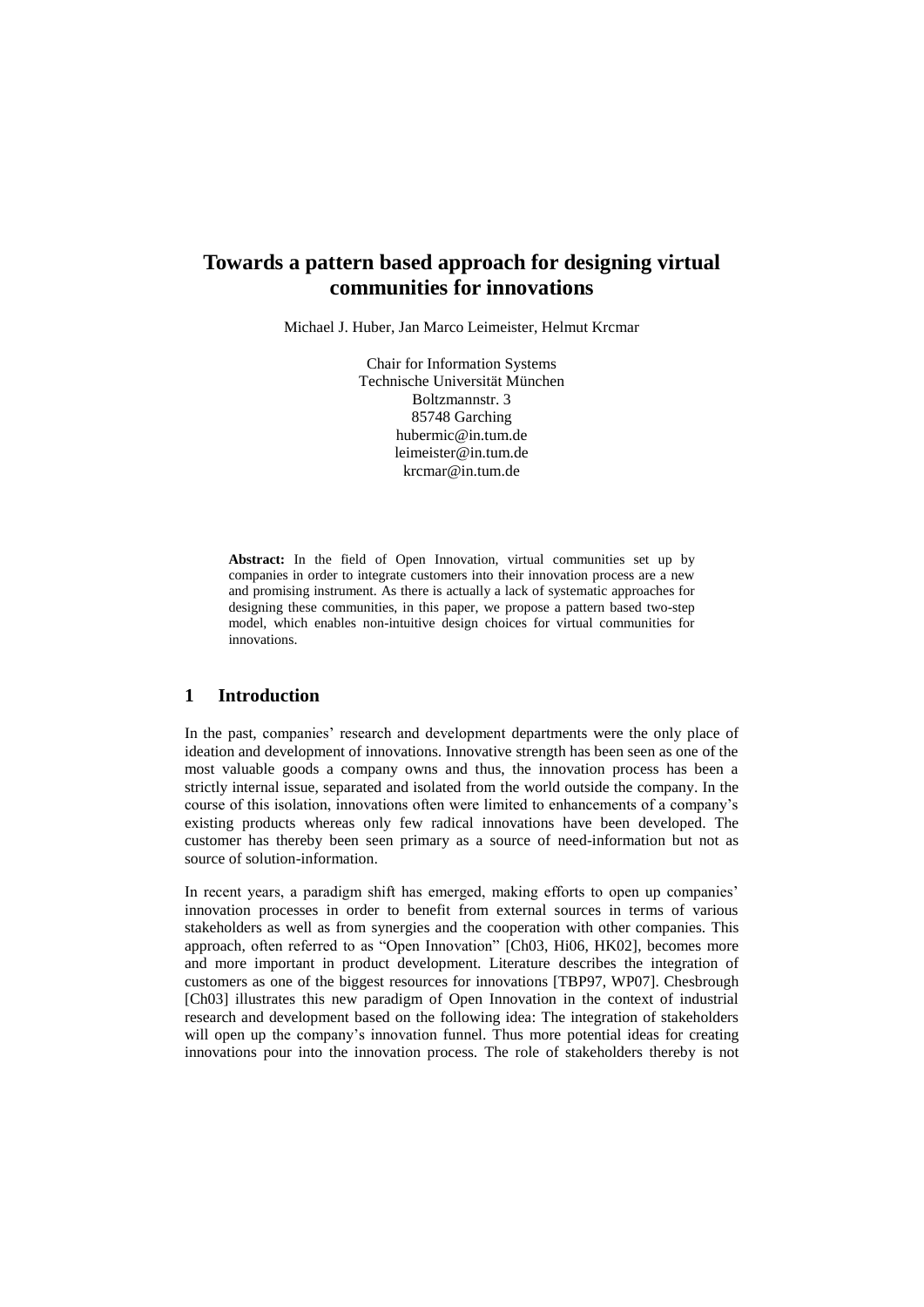# Towards a pattern based approach for designing virtual communities for innovations

Michael J. Huber, Jan Marco Leimeister, Helmut Krcmar

Chair for Information Systems
Technische Universität München
Boltzmannstr. 3
85748 Garching
hubermic@in.tum.de
leimeister@in.tum.de
krcmar@in.tum.de

**Abstract:** In the field of Open Innovation, virtual communities set up by companies in order to integrate customers into their innovation process are a new and promising instrument. As there is actually a lack of systematic approaches for designing these communities, in this paper, we propose a pattern based two-step model, which enables non-intuitive design choices for virtual communities for innovations.

## 1 Introduction

In the past, companies' research and development departments were the only place of ideation and development of innovations. Innovative strength has been seen as one of the most valuable goods a company owns and thus, the innovation process has been a strictly internal issue, separated and isolated from the world outside the company. In the course of this isolation, innovations often were limited to enhancements of a company's existing products whereas only few radical innovations have been developed. The customer has thereby been seen primary as a source of need-information but not as source of solution-information.

In recent years, a paradigm shift has emerged, making efforts to open up companies' innovation processes in order to benefit from external sources in terms of various stakeholders as well as from synergies and the cooperation with other companies. This approach, often referred to as "Open Innovation" [Ch03, Hi06, HK02], becomes more and more important in product development. Literature describes the integration of customers as one of the biggest resources for innovations [TBP97, WP07]. Chesbrough [Ch03] illustrates this new paradigm of Open Innovation in the context of industrial research and development based on the following idea: The integration of stakeholders will open up the company's innovation funnel. Thus more potential ideas for creating innovations pour into the innovation process. The role of stakeholders thereby is not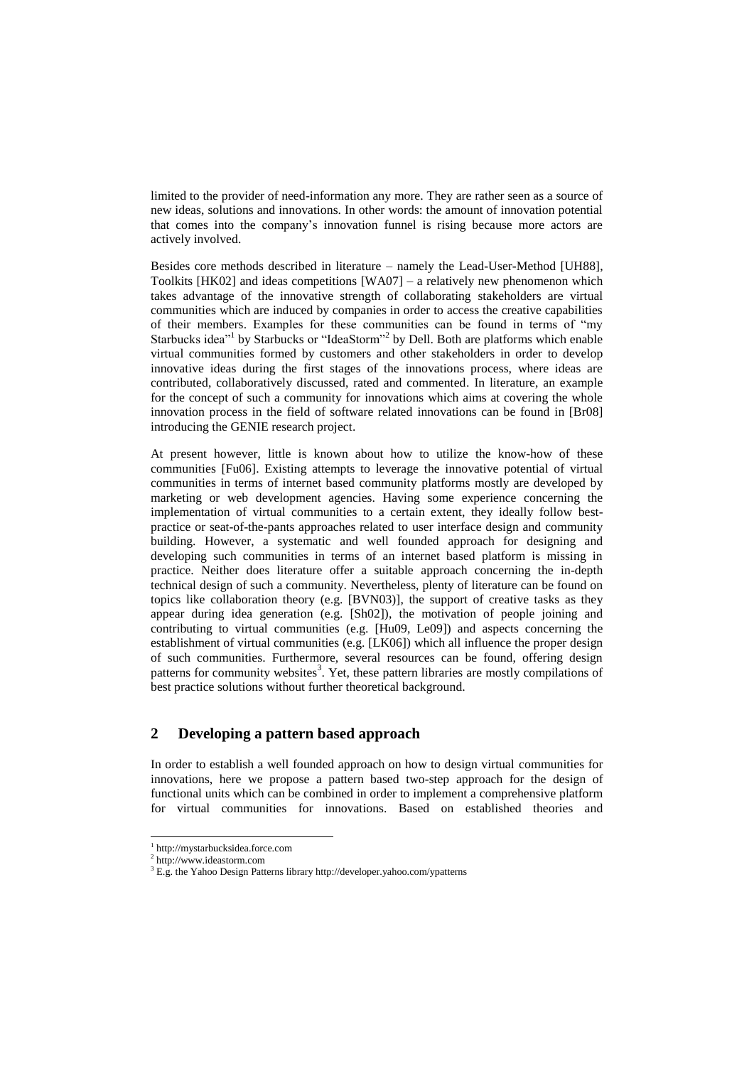limited to the provider of need-information any more. They are rather seen as a source of new ideas, solutions and innovations. In other words: the amount of innovation potential that comes into the company's innovation funnel is rising because more actors are actively involved.

Besides core methods described in literature – namely the Lead-User-Method [UH88], Toolkits [HK02] and ideas competitions [WA07] – a relatively new phenomenon which takes advantage of the innovative strength of collaborating stakeholders are virtual communities which are induced by companies in order to access the creative capabilities of their members. Examples for these communities can be found in terms of "my Starbucks idea"[1] by Starbucks or "IdeaStorm"[2] by Dell. Both are platforms which enable virtual communities formed by customers and other stakeholders in order to develop innovative ideas during the first stages of the innovations process, where ideas are contributed, collaboratively discussed, rated and commented. In literature, an example for the concept of such a community for innovations which aims at covering the whole innovation process in the field of software related innovations can be found in [Br08] introducing the GENIE research project.

At present however, little is known about how to utilize the know-how of these communities [Fu06]. Existing attempts to leverage the innovative potential of virtual communities in terms of internet based community platforms mostly are developed by marketing or web development agencies. Having some experience concerning the implementation of virtual communities to a certain extent, they ideally follow best-practice or seat-of-the-pants approaches related to user interface design and community building. However, a systematic and well founded approach for designing and developing such communities in terms of an internet based platform is missing in practice. Neither does literature offer a suitable approach concerning the in-depth technical design of such a community. Nevertheless, plenty of literature can be found on topics like collaboration theory (e.g. [BVN03)], the support of creative tasks as they appear during idea generation (e.g. [Sh02]), the motivation of people joining and contributing to virtual communities (e.g. [Hu09, Le09]) and aspects concerning the establishment of virtual communities (e.g. [LK06]) which all influence the proper design of such communities. Furthermore, several resources can be found, offering design patterns for community websites[3]. Yet, these pattern libraries are mostly compilations of best practice solutions without further theoretical background.

## 2 Developing a pattern based approach

In order to establish a well founded approach on how to design virtual communities for innovations, here we propose a pattern based two-step approach for the design of functional units which can be combined in order to implement a comprehensive platform for virtual communities for innovations. Based on established theories and

---

[1] http://mystarbucksidea.force.com
[2] http://www.ideastorm.com
[3] E.g. the Yahoo Design Patterns library http://developer.yahoo.com/ypatterns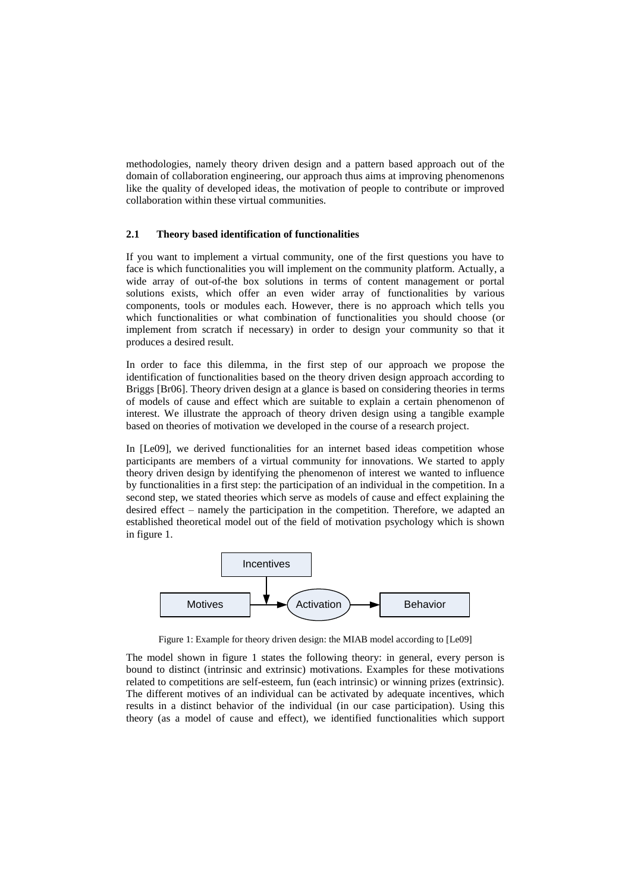methodologies, namely theory driven design and a pattern based approach out of the domain of collaboration engineering, our approach thus aims at improving phenomenons like the quality of developed ideas, the motivation of people to contribute or improved collaboration within these virtual communities.

### 2.1 Theory based identification of functionalities

If you want to implement a virtual community, one of the first questions you have to face is which functionalities you will implement on the community platform. Actually, a wide array of out-of-the box solutions in terms of content management or portal solutions exists, which offer an even wider array of functionalities by various components, tools or modules each. However, there is no approach which tells you which functionalities or what combination of functionalities you should choose (or implement from scratch if necessary) in order to design your community so that it produces a desired result.

In order to face this dilemma, in the first step of our approach we propose the identification of functionalities based on the theory driven design approach according to Briggs [Br06]. Theory driven design at a glance is based on considering theories in terms of models of cause and effect which are suitable to explain a certain phenomenon of interest. We illustrate the approach of theory driven design using a tangible example based on theories of motivation we developed in the course of a research project.

In [Le09], we derived functionalities for an internet based ideas competition whose participants are members of a virtual community for innovations. We started to apply theory driven design by identifying the phenomenon of interest we wanted to influence by functionalities in a first step: the participation of an individual in the competition. In a second step, we stated theories which serve as models of cause and effect explaining the desired effect – namely the participation in the competition. Therefore, we adapted an established theoretical model out of the field of motivation psychology which is shown in figure 1.

Incentives

Motives → Activation → Behavior

Figure 1: Example for theory driven design: the MIAB model according to [Le09]

The model shown in figure 1 states the following theory: in general, every person is bound to distinct (intrinsic and extrinsic) motivations. Examples for these motivations related to competitions are self-esteem, fun (each intrinsic) or winning prizes (extrinsic). The different motives of an individual can be activated by adequate incentives, which results in a distinct behavior of the individual (in our case participation). Using this theory (as a model of cause and effect), we identified functionalities which support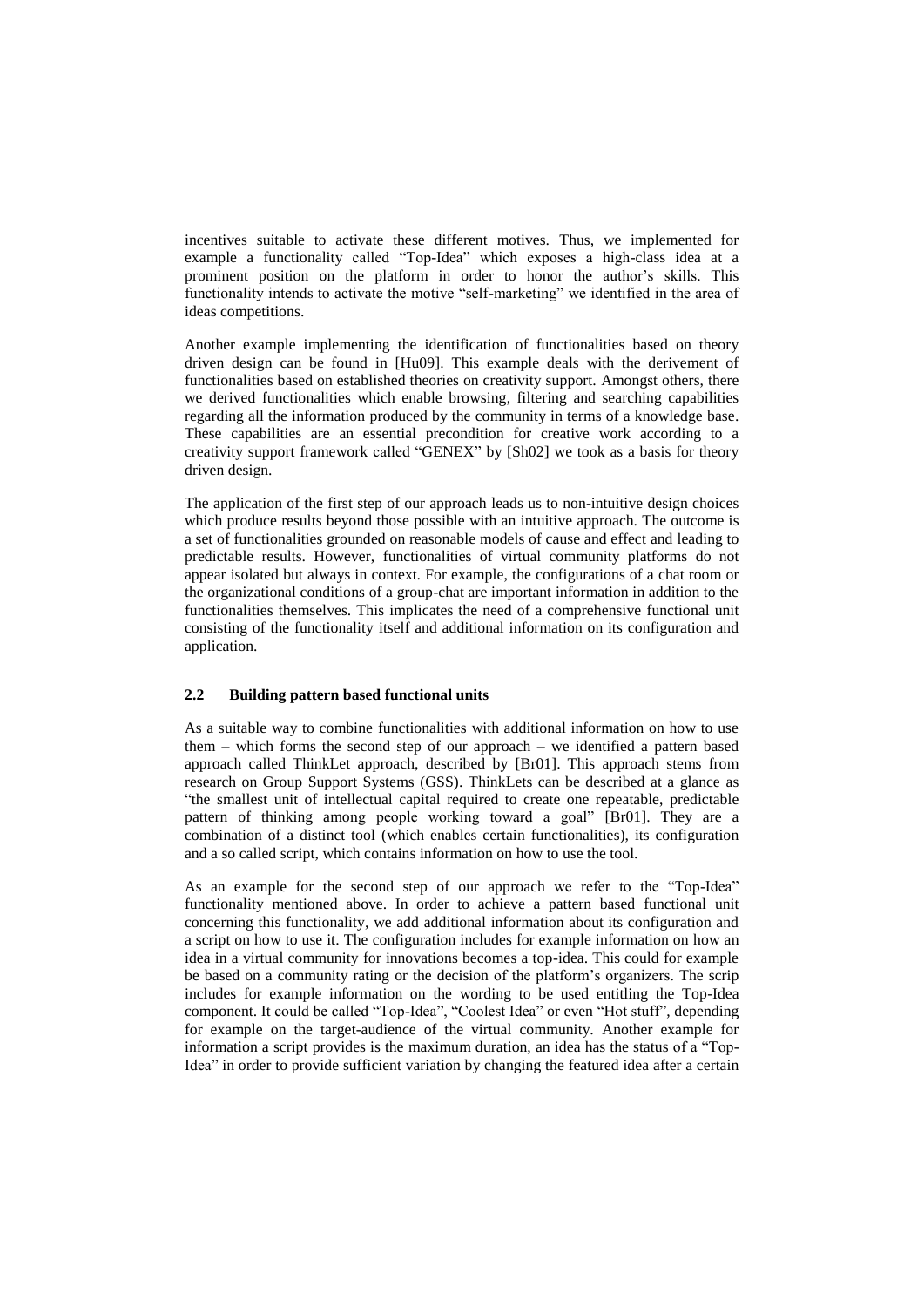incentives suitable to activate these different motives. Thus, we implemented for example a functionality called "Top-Idea" which exposes a high-class idea at a prominent position on the platform in order to honor the author's skills. This functionality intends to activate the motive "self-marketing" we identified in the area of ideas competitions.

Another example implementing the identification of functionalities based on theory driven design can be found in [Hu09]. This example deals with the derivement of functionalities based on established theories on creativity support. Amongst others, there we derived functionalities which enable browsing, filtering and searching capabilities regarding all the information produced by the community in terms of a knowledge base. These capabilities are an essential precondition for creative work according to a creativity support framework called "GENEX" by [Sh02] we took as a basis for theory driven design.

The application of the first step of our approach leads us to non-intuitive design choices which produce results beyond those possible with an intuitive approach. The outcome is a set of functionalities grounded on reasonable models of cause and effect and leading to predictable results. However, functionalities of virtual community platforms do not appear isolated but always in context. For example, the configurations of a chat room or the organizational conditions of a group-chat are important information in addition to the functionalities themselves. This implicates the need of a comprehensive functional unit consisting of the functionality itself and additional information on its configuration and application.

### 2.2 Building pattern based functional units

As a suitable way to combine functionalities with additional information on how to use them – which forms the second step of our approach – we identified a pattern based approach called ThinkLet approach, described by [Br01]. This approach stems from research on Group Support Systems (GSS). ThinkLets can be described at a glance as "the smallest unit of intellectual capital required to create one repeatable, predictable pattern of thinking among people working toward a goal" [Br01]. They are a combination of a distinct tool (which enables certain functionalities), its configuration and a so called script, which contains information on how to use the tool.

As an example for the second step of our approach we refer to the "Top-Idea" functionality mentioned above. In order to achieve a pattern based functional unit concerning this functionality, we add additional information about its configuration and a script on how to use it. The configuration includes for example information on how an idea in a virtual community for innovations becomes a top-idea. This could for example be based on a community rating or the decision of the platform's organizers. The scrip includes for example information on the wording to be used entitling the Top-Idea component. It could be called "Top-Idea", "Coolest Idea" or even "Hot stuff", depending for example on the target-audience of the virtual community. Another example for information a script provides is the maximum duration, an idea has the status of a "Top-Idea" in order to provide sufficient variation by changing the featured idea after a certain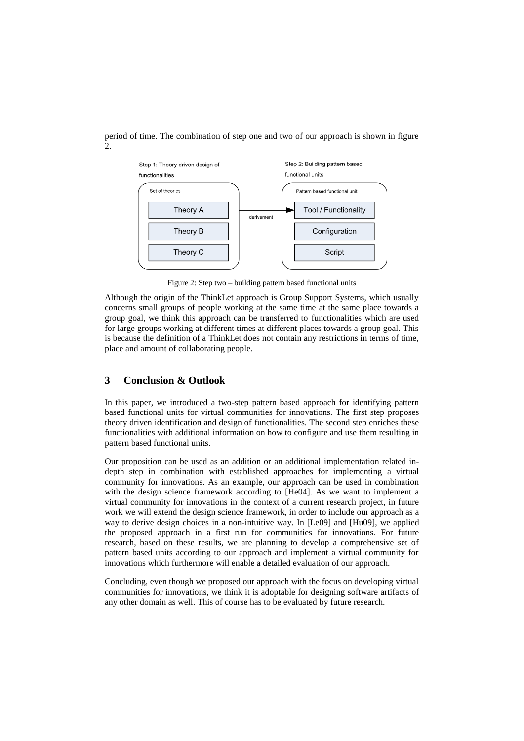period of time. The combination of step one and two of our approach is shown in figure 2.

Figure 2: Step two – building pattern based functional units

Although the origin of the ThinkLet approach is Group Support Systems, which usually concerns small groups of people working at the same time at the same place towards a group goal, we think this approach can be transferred to functionalities which are used for large groups working at different times at different places towards a group goal. This is because the definition of a ThinkLet does not contain any restrictions in terms of time, place and amount of collaborating people.

## 3 Conclusion & Outlook

In this paper, we introduced a two-step pattern based approach for identifying pattern based functional units for virtual communities for innovations. The first step proposes theory driven identification and design of functionalities. The second step enriches these functionalities with additional information on how to configure and use them resulting in pattern based functional units.

Our proposition can be used as an addition or an additional implementation related in-depth step in combination with established approaches for implementing a virtual community for innovations. As an example, our approach can be used in combination with the design science framework according to [He04]. As we want to implement a virtual community for innovations in the context of a current research project, in future work we will extend the design science framework, in order to include our approach as a way to derive design choices in a non-intuitive way. In [Le09] and [Hu09], we applied the proposed approach in a first run for communities for innovations. For future research, based on these results, we are planning to develop a comprehensive set of pattern based units according to our approach and implement a virtual community for innovations which furthermore will enable a detailed evaluation of our approach.

Concluding, even though we proposed our approach with the focus on developing virtual communities for innovations, we think it is adoptable for designing software artifacts of any other domain as well. This of course has to be evaluated by future research.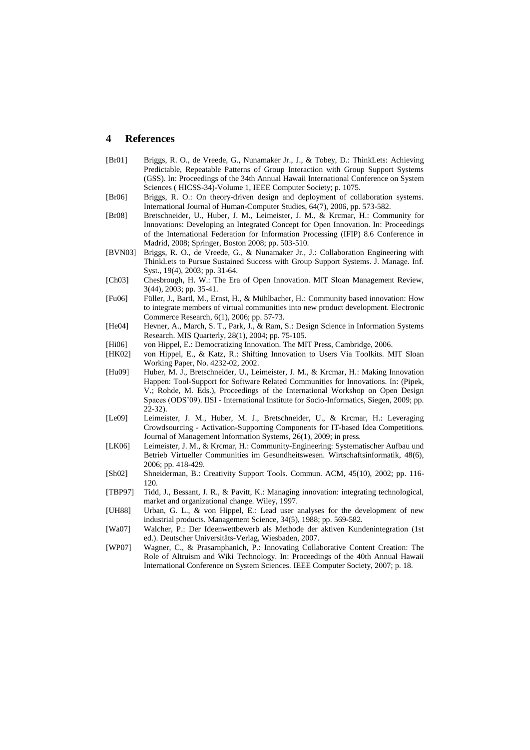## 4 References

[Br01] Briggs, R. O., de Vreede, G., Nunamaker Jr., J., & Tobey, D.: ThinkLets: Achieving Predictable, Repeatable Patterns of Group Interaction with Group Support Systems (GSS). In: Proceedings of the 34th Annual Hawaii International Conference on System Sciences ( HICSS-34)-Volume 1, IEEE Computer Society; p. 1075.

[Br06] Briggs, R. O.: On theory-driven design and deployment of collaboration systems. International Journal of Human-Computer Studies, 64(7), 2006, pp. 573-582.

[Br08] Bretschneider, U., Huber, J. M., Leimeister, J. M., & Krcmar, H.: Community for Innovations: Developing an Integrated Concept for Open Innovation. In: Proceedings of the International Federation for Information Processing (IFIP) 8.6 Conference in Madrid, 2008; Springer, Boston 2008; pp. 503-510.

[BVN03] Briggs, R. O., de Vreede, G., & Nunamaker Jr., J.: Collaboration Engineering with ThinkLets to Pursue Sustained Success with Group Support Systems. J. Manage. Inf. Syst., 19(4), 2003; pp. 31-64.

[Ch03] Chesbrough, H. W.: The Era of Open Innovation. MIT Sloan Management Review, 3(44), 2003; pp. 35-41.

[Fu06] Füller, J., Bartl, M., Ernst, H., & Mühlbacher, H.: Community based innovation: How to integrate members of virtual communities into new product development. Electronic Commerce Research, 6(1), 2006; pp. 57-73.

[He04] Hevner, A., March, S. T., Park, J., & Ram, S.: Design Science in Information Systems Research. MIS Quarterly, 28(1), 2004; pp. 75-105.

[Hi06] von Hippel, E.: Democratizing Innovation. The MIT Press, Cambridge, 2006.

[HK02] von Hippel, E., & Katz, R.: Shifting Innovation to Users Via Toolkits. MIT Sloan Working Paper, No. 4232-02, 2002.

[Hu09] Huber, M. J., Bretschneider, U., Leimeister, J. M., & Krcmar, H.: Making Innovation Happen: Tool-Support for Software Related Communities for Innovations. In: (Pipek, V.; Rohde, M. Eds.), Proceedings of the International Workshop on Open Design Spaces (ODS'09). IISI - International Institute for Socio-Informatics, Siegen, 2009; pp. 22-32).

[Le09] Leimeister, J. M., Huber, M. J., Bretschneider, U., & Krcmar, H.: Leveraging Crowdsourcing - Activation-Supporting Components for IT-based Idea Competitions. Journal of Management Information Systems, 26(1), 2009; in press.

[LK06] Leimeister, J. M., & Krcmar, H.: Community-Engineering: Systematischer Aufbau und Betrieb Virtueller Communities im Gesundheitswesen. Wirtschaftsinformatik, 48(6), 2006; pp. 418-429.

[Sh02] Shneiderman, B.: Creativity Support Tools. Commun. ACM, 45(10), 2002; pp. 116-120.

[TBP97] Tidd, J., Bessant, J. R., & Pavitt, K.: Managing innovation: integrating technological, market and organizational change. Wiley, 1997.

[UH88] Urban, G. L., & von Hippel, E.: Lead user analyses for the development of new industrial products. Management Science, 34(5), 1988; pp. 569-582.

[Wa07] Walcher, P.: Der Ideenwettbewerb als Methode der aktiven Kundenintegration (1st ed.). Deutscher Universitäts-Verlag, Wiesbaden, 2007.

[WP07] Wagner, C., & Prasarnphanich, P.: Innovating Collaborative Content Creation: The Role of Altruism and Wiki Technology. In: Proceedings of the 40th Annual Hawaii International Conference on System Sciences. IEEE Computer Society, 2007; p. 18.